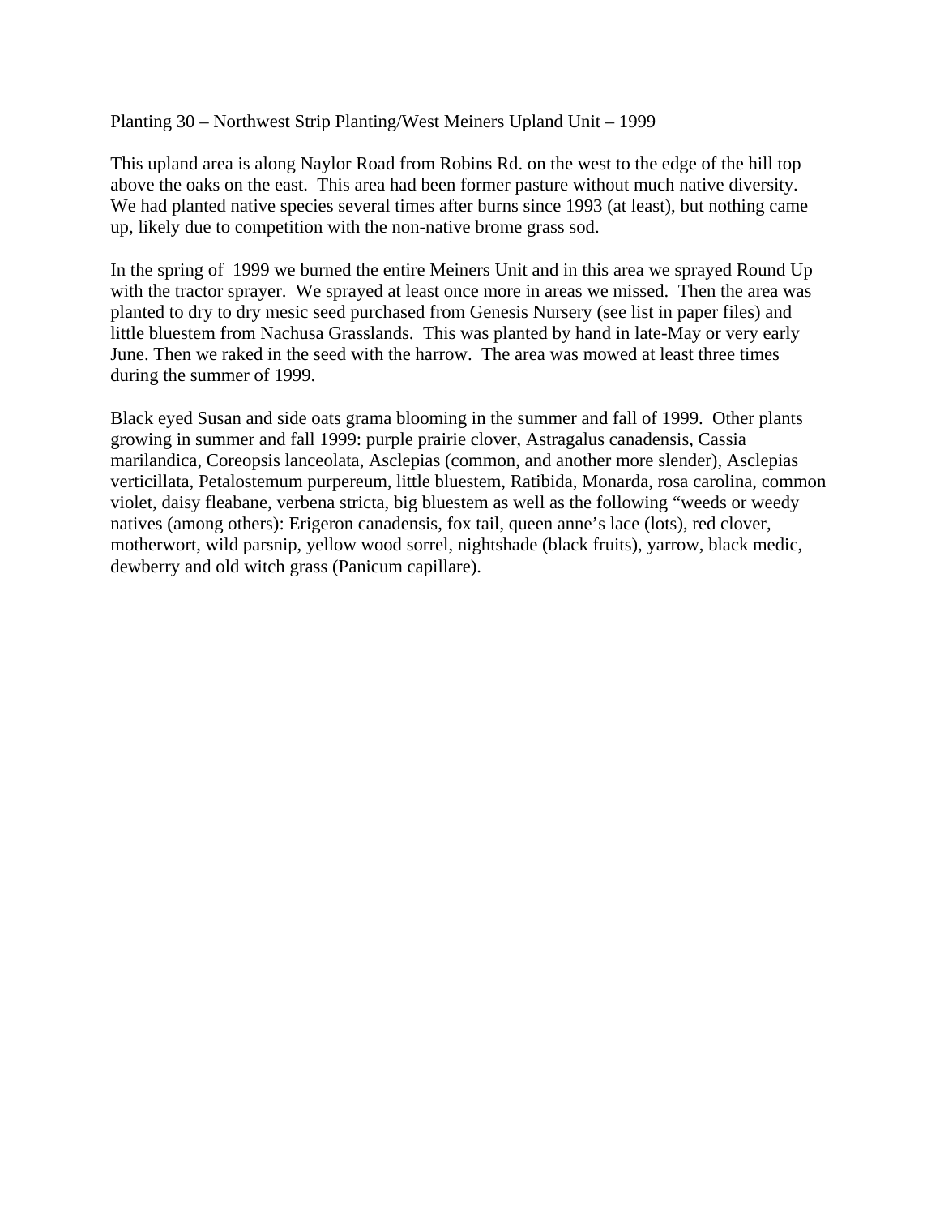Planting 30 – Northwest Strip Planting/West Meiners Upland Unit – 1999

This upland area is along Naylor Road from Robins Rd. on the west to the edge of the hill top above the oaks on the east. This area had been former pasture without much native diversity. We had planted native species several times after burns since 1993 (at least), but nothing came up, likely due to competition with the non-native brome grass sod.

In the spring of 1999 we burned the entire Meiners Unit and in this area we sprayed Round Up with the tractor sprayer. We sprayed at least once more in areas we missed. Then the area was planted to dry to dry mesic seed purchased from Genesis Nursery (see list in paper files) and little bluestem from Nachusa Grasslands. This was planted by hand in late-May or very early June. Then we raked in the seed with the harrow. The area was mowed at least three times during the summer of 1999.

Black eyed Susan and side oats grama blooming in the summer and fall of 1999. Other plants growing in summer and fall 1999: purple prairie clover, Astragalus canadensis, Cassia marilandica, Coreopsis lanceolata, Asclepias (common, and another more slender), Asclepias verticillata, Petalostemum purpereum, little bluestem, Ratibida, Monarda, rosa carolina, common violet, daisy fleabane, verbena stricta, big bluestem as well as the following "weeds or weedy natives (among others): Erigeron canadensis, fox tail, queen anne's lace (lots), red clover, motherwort, wild parsnip, yellow wood sorrel, nightshade (black fruits), yarrow, black medic, dewberry and old witch grass (Panicum capillare).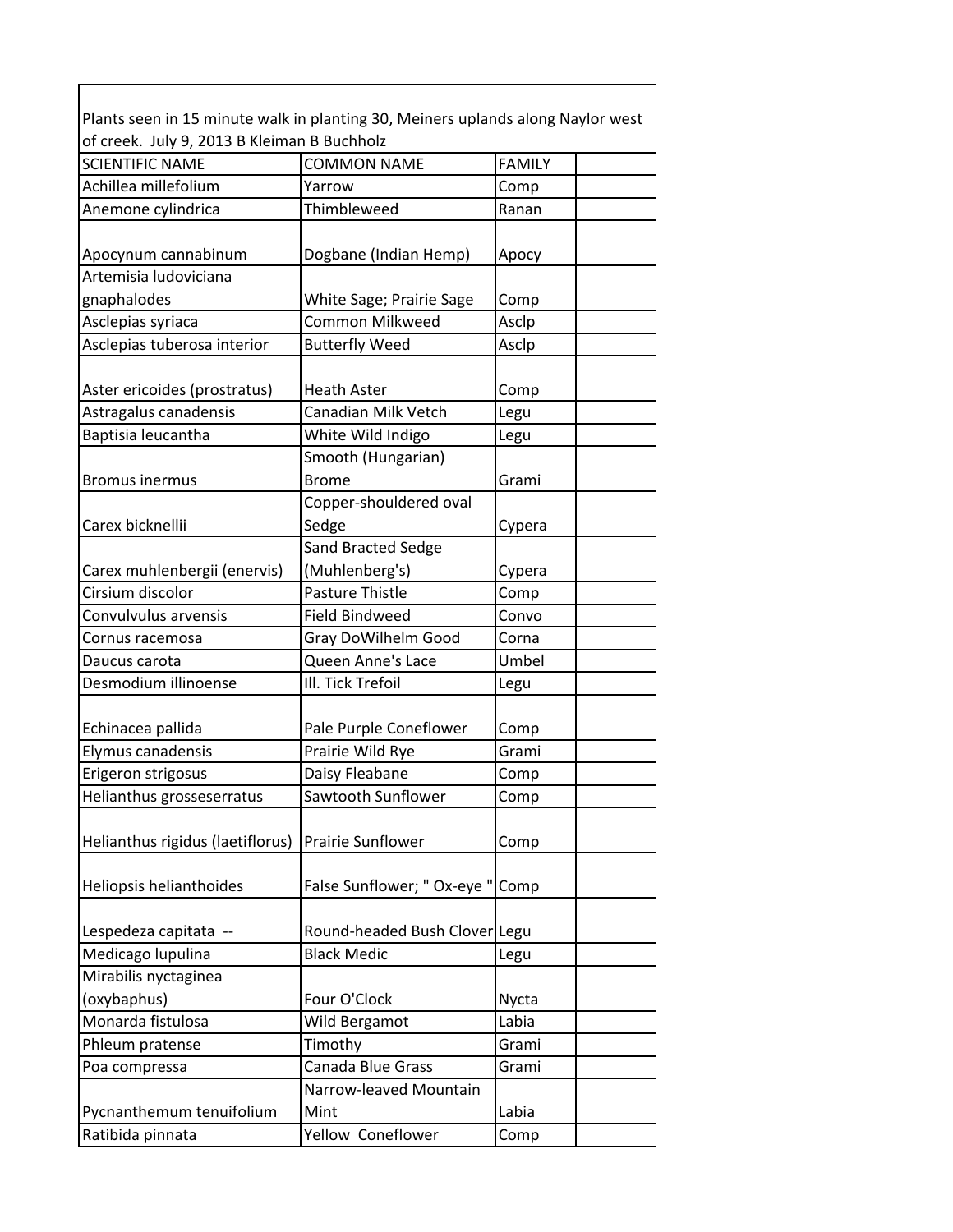Plants seen in 15 minute walk in planting 30, Meiners uplands along Naylor west of creek. July 9, 2013 B Kleiman B Buchholz

| SCIENTIFIC NAME | COMMON NAME | FAMILY | |
|---|---|---|---|
| Achillea millefolium | Yarrow | Comp | |
| Anemone cylindrica | Thimbleweed | Ranan | |
| Apocynum cannabinum | Dogbane (Indian Hemp) | Apocy | |
| Artemisia ludoviciana gnaphalodes | White Sage; Prairie Sage | Comp | |
| Asclepias syriaca | Common Milkweed | Asclp | |
| Asclepias tuberosa interior | Butterfly Weed | Asclp | |
| Aster ericoides (prostratus) | Heath Aster | Comp | |
| Astragalus canadensis | Canadian Milk Vetch | Legu | |
| Baptisia leucantha | White Wild Indigo | Legu | |
| Bromus inermus | Smooth (Hungarian) Brome | Grami | |
| Carex bicknellii | Copper-shouldered oval Sedge | Cypera | |
| Carex muhlenbergii (enervis) | Sand Bracted Sedge (Muhlenberg's) | Cypera | |
| Cirsium discolor | Pasture Thistle | Comp | |
| Convulvulus arvensis | Field Bindweed | Convo | |
| Cornus racemosa | Gray DoWilhelm Good | Corna | |
| Daucus carota | Queen Anne's Lace | Umbel | |
| Desmodium illinoense | Ill. Tick Trefoil | Legu | |
| Echinacea pallida | Pale Purple Coneflower | Comp | |
| Elymus canadensis | Prairie Wild Rye | Grami | |
| Erigeron strigosus | Daisy Fleabane | Comp | |
| Helianthus grosseserratus | Sawtooth Sunflower | Comp | |
| Helianthus rigidus (laetiflorus) | Prairie Sunflower | Comp | |
| Heliopsis helianthoides | False Sunflower; " Ox-eye " | Comp | |
| Lespedeza capitata -- | Round-headed Bush Clover | Legu | |
| Medicago lupulina | Black Medic | Legu | |
| Mirabilis nyctaginea (oxybaphus) | Four O'Clock | Nycta | |
| Monarda fistulosa | Wild Bergamot | Labia | |
| Phleum pratense | Timothy | Grami | |
| Poa compressa | Canada Blue Grass | Grami | |
| Pycnanthemum tenuifolium | Narrow-leaved Mountain Mint | Labia | |
| Ratibida pinnata | Yellow Coneflower | Comp | |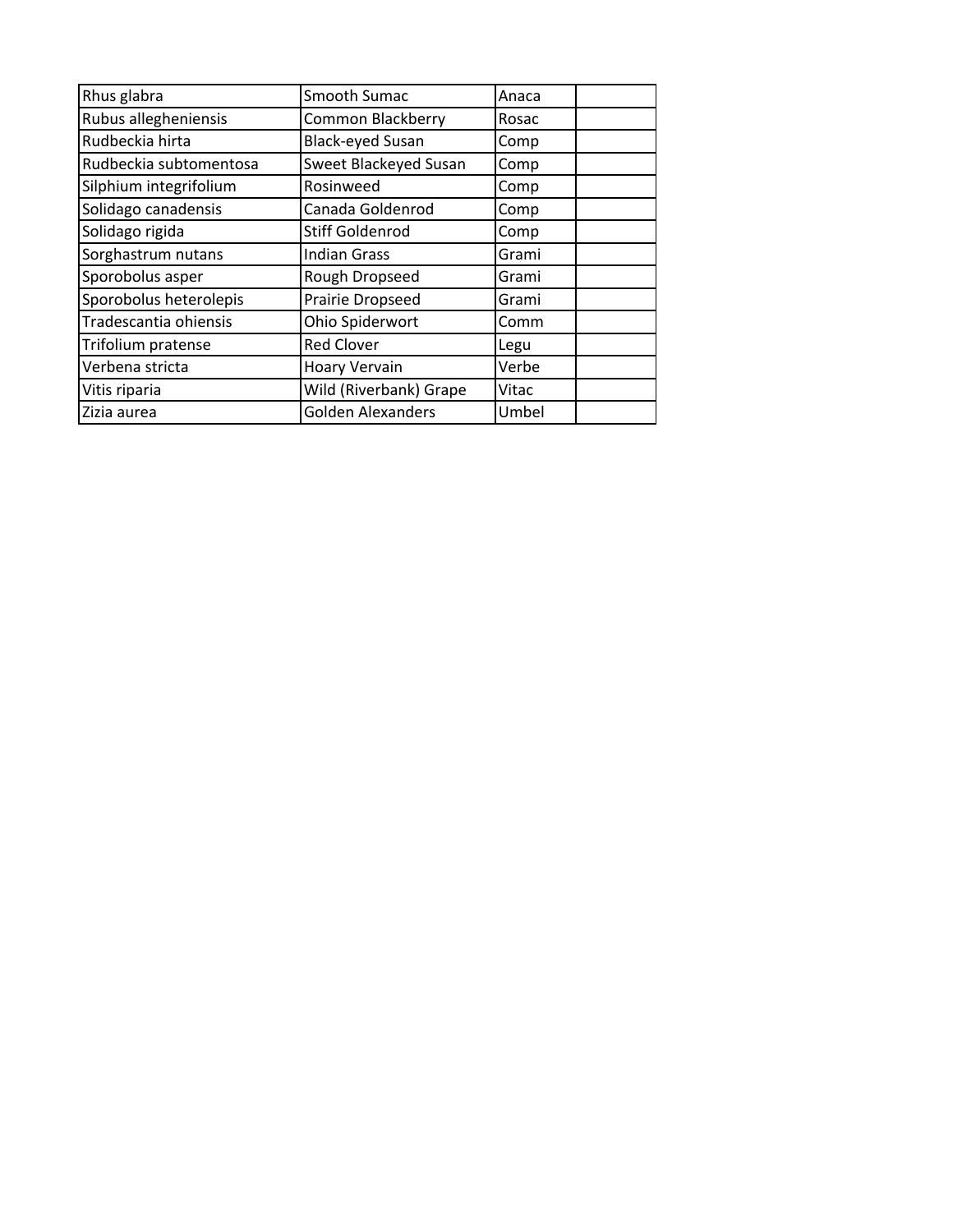| | | | |
|---|---|---|---|
| Rhus glabra | Smooth Sumac | Anaca | |
| Rubus allegheniensis | Common Blackberry | Rosac | |
| Rudbeckia hirta | Black-eyed Susan | Comp | |
| Rudbeckia subtomentosa | Sweet Blackeyed Susan | Comp | |
| Silphium integrifolium | Rosinweed | Comp | |
| Solidago canadensis | Canada Goldenrod | Comp | |
| Solidago rigida | Stiff Goldenrod | Comp | |
| Sorghastrum nutans | Indian Grass | Grami | |
| Sporobolus asper | Rough Dropseed | Grami | |
| Sporobolus heterolepis | Prairie Dropseed | Grami | |
| Tradescantia ohiensis | Ohio Spiderwort | Comm | |
| Trifolium pratense | Red Clover | Legu | |
| Verbena stricta | Hoary Vervain | Verbe | |
| Vitis riparia | Wild (Riverbank) Grape | Vitac | |
| Zizia aurea | Golden Alexanders | Umbel | |